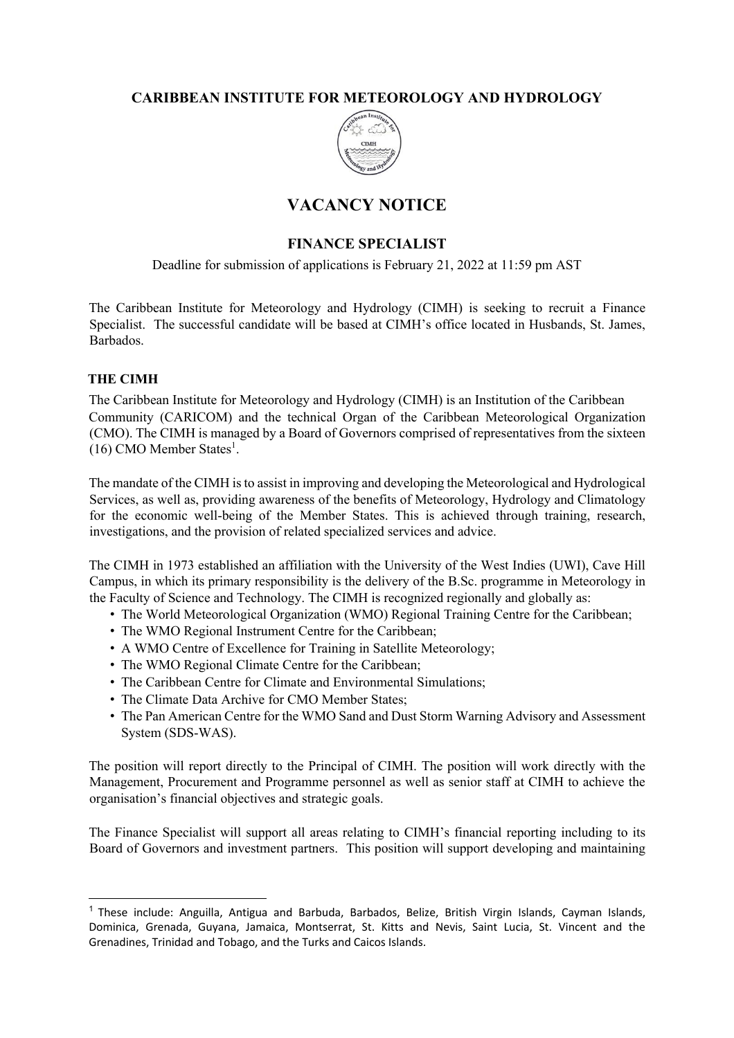**CARIBBEAN INSTITUTE FOR METEOROLOGY AND HYDROLOGY**

# VACANCY NOTICE

## FINANCE SPECIALIST

Deadline for submission of applications is February 21, 2022 at 11:59 pm AST

The Caribbean Institute for Meteorology and Hydrology (CIMH) is seeking to recruit a Finance Specialist. The successful candidate will be based at CIMH's office located in Husbands, St. James, Barbados.

### THE CIMH

The Caribbean Institute for Meteorology and Hydrology (CIMH) is an Institution of the Caribbean Community (CARICOM) and the technical Organ of the Caribbean Meteorological Organization (CMO). The CIMH is managed by a Board of Governors comprised of representatives from the sixteen (16) CMO Member States[1].

The mandate of the CIMH is to assist in improving and developing the Meteorological and Hydrological Services, as well as, providing awareness of the benefits of Meteorology, Hydrology and Climatology for the economic well-being of the Member States. This is achieved through training, research, investigations, and the provision of related specialized services and advice.

The CIMH in 1973 established an affiliation with the University of the West Indies (UWI), Cave Hill Campus, in which its primary responsibility is the delivery of the B.Sc. programme in Meteorology in the Faculty of Science and Technology. The CIMH is recognized regionally and globally as:

- The World Meteorological Organization (WMO) Regional Training Centre for the Caribbean;
- The WMO Regional Instrument Centre for the Caribbean;
- A WMO Centre of Excellence for Training in Satellite Meteorology;
- The WMO Regional Climate Centre for the Caribbean;
- The Caribbean Centre for Climate and Environmental Simulations;
- The Climate Data Archive for CMO Member States;
- The Pan American Centre for the WMO Sand and Dust Storm Warning Advisory and Assessment System (SDS-WAS).

The position will report directly to the Principal of CIMH. The position will work directly with the Management, Procurement and Programme personnel as well as senior staff at CIMH to achieve the organisation's financial objectives and strategic goals.

The Finance Specialist will support all areas relating to CIMH's financial reporting including to its Board of Governors and investment partners. This position will support developing and maintaining

[1] These include: Anguilla, Antigua and Barbuda, Barbados, Belize, British Virgin Islands, Cayman Islands, Dominica, Grenada, Guyana, Jamaica, Montserrat, St. Kitts and Nevis, Saint Lucia, St. Vincent and the Grenadines, Trinidad and Tobago, and the Turks and Caicos Islands.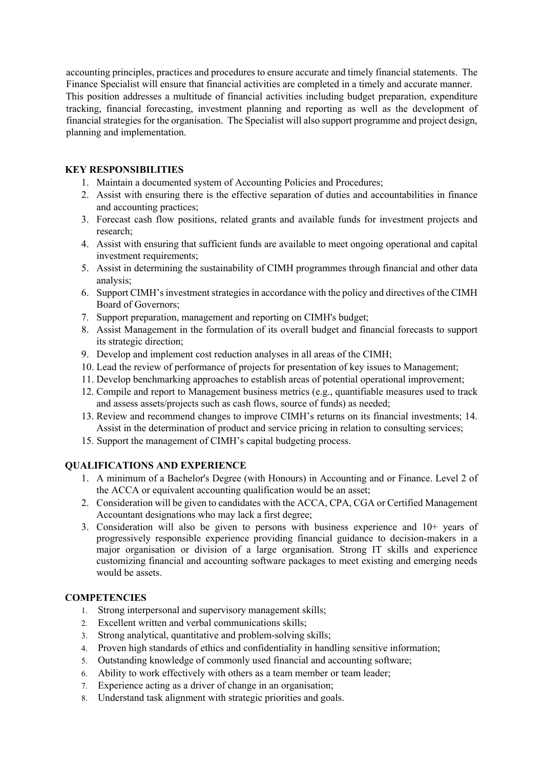accounting principles, practices and procedures to ensure accurate and timely financial statements. The Finance Specialist will ensure that financial activities are completed in a timely and accurate manner. This position addresses a multitude of financial activities including budget preparation, expenditure tracking, financial forecasting, investment planning and reporting as well as the development of financial strategies for the organisation. The Specialist will also support programme and project design, planning and implementation.

**KEY RESPONSIBILITIES**

1. Maintain a documented system of Accounting Policies and Procedures;
2. Assist with ensuring there is the effective separation of duties and accountabilities in finance and accounting practices;
3. Forecast cash flow positions, related grants and available funds for investment projects and research;
4. Assist with ensuring that sufficient funds are available to meet ongoing operational and capital investment requirements;
5. Assist in determining the sustainability of CIMH programmes through financial and other data analysis;
6. Support CIMH's investment strategies in accordance with the policy and directives of the CIMH Board of Governors;
7. Support preparation, management and reporting on CIMH's budget;
8. Assist Management in the formulation of its overall budget and financial forecasts to support its strategic direction;
9. Develop and implement cost reduction analyses in all areas of the CIMH;
10. Lead the review of performance of projects for presentation of key issues to Management;
11. Develop benchmarking approaches to establish areas of potential operational improvement;
12. Compile and report to Management business metrics (e.g., quantifiable measures used to track and assess assets/projects such as cash flows, source of funds) as needed;
13. Review and recommend changes to improve CIMH's returns on its financial investments; 14. Assist in the determination of product and service pricing in relation to consulting services;
15. Support the management of CIMH's capital budgeting process.

**QUALIFICATIONS AND EXPERIENCE**

1. A minimum of a Bachelor's Degree (with Honours) in Accounting and or Finance. Level 2 of the ACCA or equivalent accounting qualification would be an asset;
2. Consideration will be given to candidates with the ACCA, CPA, CGA or Certified Management Accountant designations who may lack a first degree;
3. Consideration will also be given to persons with business experience and 10+ years of progressively responsible experience providing financial guidance to decision-makers in a major organisation or division of a large organisation. Strong IT skills and experience customizing financial and accounting software packages to meet existing and emerging needs would be assets.

**COMPETENCIES**

1. Strong interpersonal and supervisory management skills;
2. Excellent written and verbal communications skills;
3. Strong analytical, quantitative and problem-solving skills;
4. Proven high standards of ethics and confidentiality in handling sensitive information;
5. Outstanding knowledge of commonly used financial and accounting software;
6. Ability to work effectively with others as a team member or team leader;
7. Experience acting as a driver of change in an organisation;
8. Understand task alignment with strategic priorities and goals.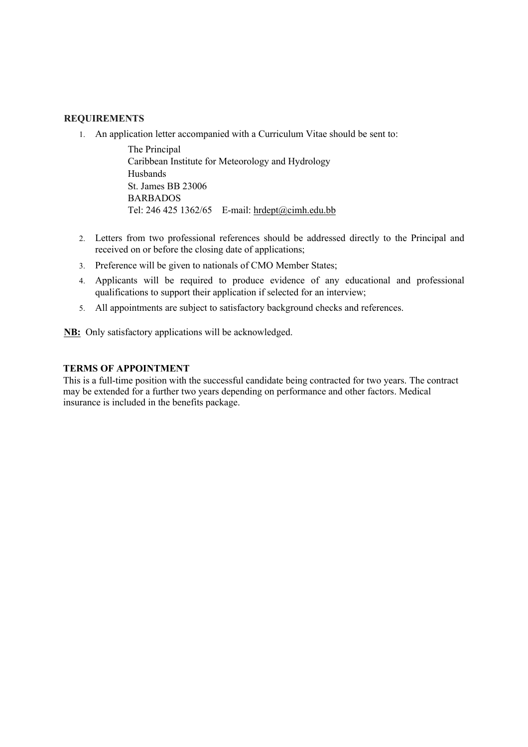## REQUIREMENTS

1. An application letter accompanied with a Curriculum Vitae should be sent to:

   The Principal
   Caribbean Institute for Meteorology and Hydrology
   Husbands
   St. James BB 23006
   BARBADOS
   Tel: 246 425 1362/65    E-mail: hrdept@cimh.edu.bb

2. Letters from two professional references should be addressed directly to the Principal and received on or before the closing date of applications;
3. Preference will be given to nationals of CMO Member States;
4. Applicants will be required to produce evidence of any educational and professional qualifications to support their application if selected for an interview;
5. All appointments are subject to satisfactory background checks and references.

**NB:** Only satisfactory applications will be acknowledged.

## TERMS OF APPOINTMENT

This is a full-time position with the successful candidate being contracted for two years. The contract may be extended for a further two years depending on performance and other factors. Medical insurance is included in the benefits package.